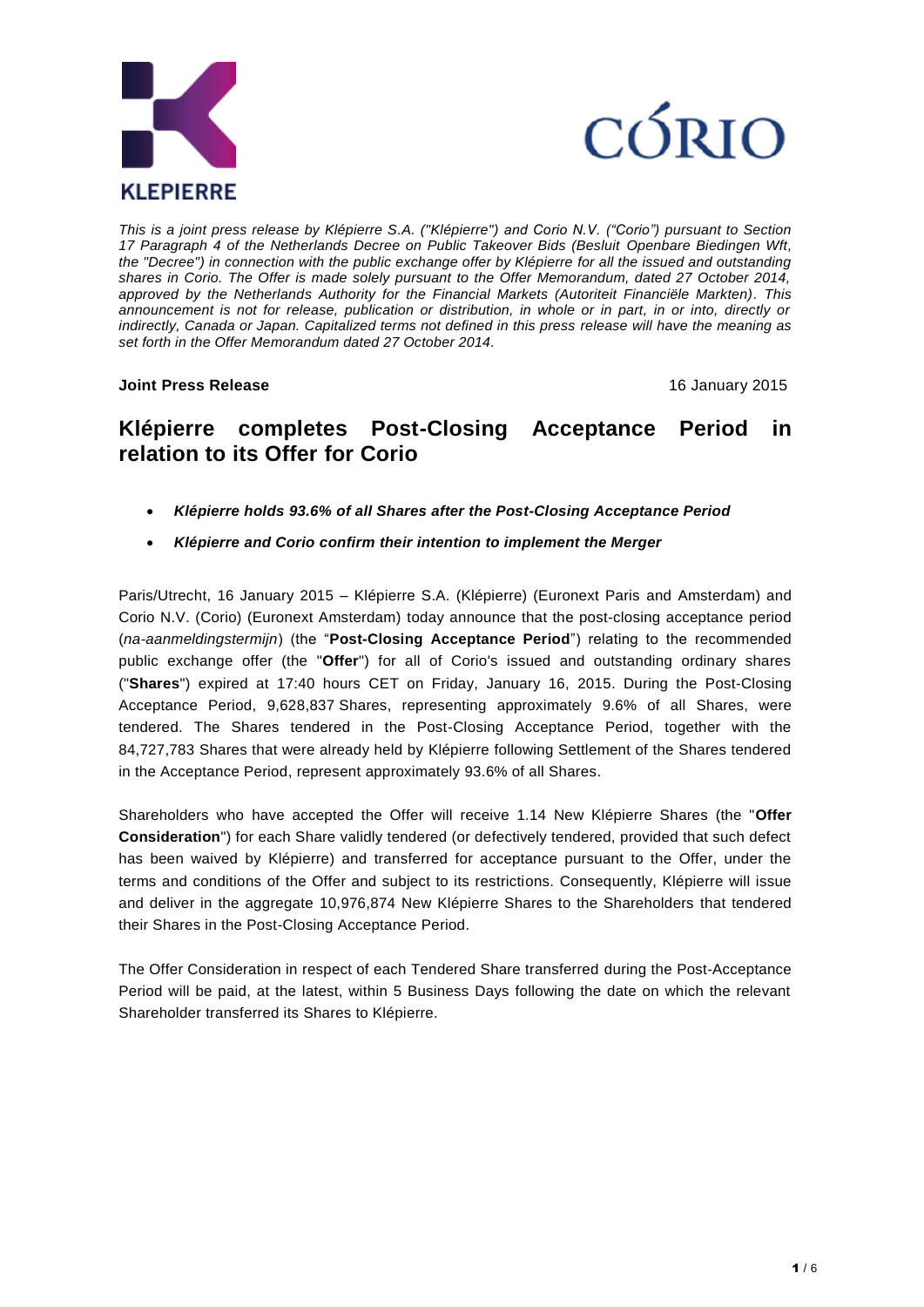*This is a joint press release by Klépierre S.A. ("Klépierre") and Corio N.V. ("Corio") pursuant to Section 17 Paragraph 4 of the Netherlands Decree on Public Takeover Bids (Besluit Openbare Biedingen Wft, the "Decree") in connection with the public exchange offer by Klépierre for all the issued and outstanding shares in Corio. The Offer is made solely pursuant to the Offer Memorandum, dated 27 October 2014, approved by the Netherlands Authority for the Financial Markets (Autoriteit Financiële Markten). This announcement is not for release, publication or distribution, in whole or in part, in or into, directly or indirectly, Canada or Japan. Capitalized terms not defined in this press release will have the meaning as set forth in the Offer Memorandum dated 27 October 2014.*

**Joint Press Release** 16 January 2015

# Klépierre completes Post-Closing Acceptance Period in relation to its Offer for Corio

- ***Klépierre holds 93.6% of all Shares after the Post-Closing Acceptance Period***
- ***Klépierre and Corio confirm their intention to implement the Merger***

Paris/Utrecht, 16 January 2015 – Klépierre S.A. (Klépierre) (Euronext Paris and Amsterdam) and Corio N.V. (Corio) (Euronext Amsterdam) today announce that the post-closing acceptance period (*na-aanmeldingstermijn*) (the "**Post-Closing Acceptance Period**") relating to the recommended public exchange offer (the "**Offer**") for all of Corio's issued and outstanding ordinary shares ("**Shares**") expired at 17:40 hours CET on Friday, January 16, 2015. During the Post-Closing Acceptance Period, 9,628,837 Shares, representing approximately 9.6% of all Shares, were tendered. The Shares tendered in the Post-Closing Acceptance Period, together with the 84,727,783 Shares that were already held by Klépierre following Settlement of the Shares tendered in the Acceptance Period, represent approximately 93.6% of all Shares.

Shareholders who have accepted the Offer will receive 1.14 New Klépierre Shares (the "**Offer Consideration**") for each Share validly tendered (or defectively tendered, provided that such defect has been waived by Klépierre) and transferred for acceptance pursuant to the Offer, under the terms and conditions of the Offer and subject to its restrictions. Consequently, Klépierre will issue and deliver in the aggregate 10,976,874 New Klépierre Shares to the Shareholders that tendered their Shares in the Post-Closing Acceptance Period.

The Offer Consideration in respect of each Tendered Share transferred during the Post-Acceptance Period will be paid, at the latest, within 5 Business Days following the date on which the relevant Shareholder transferred its Shares to Klépierre.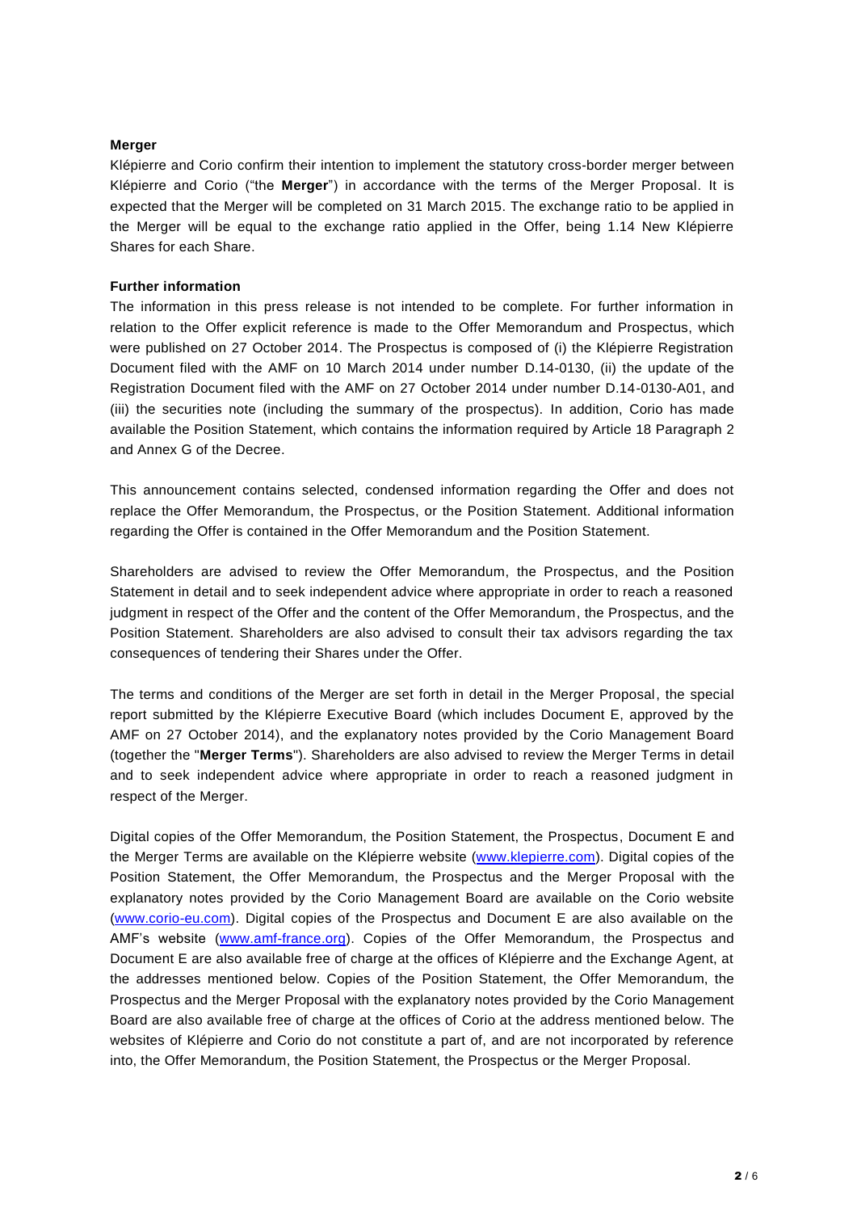**Merger**

Klépierre and Corio confirm their intention to implement the statutory cross-border merger between Klépierre and Corio ("the **Merger**") in accordance with the terms of the Merger Proposal. It is expected that the Merger will be completed on 31 March 2015. The exchange ratio to be applied in the Merger will be equal to the exchange ratio applied in the Offer, being 1.14 New Klépierre Shares for each Share.

**Further information**

The information in this press release is not intended to be complete. For further information in relation to the Offer explicit reference is made to the Offer Memorandum and Prospectus, which were published on 27 October 2014. The Prospectus is composed of (i) the Klépierre Registration Document filed with the AMF on 10 March 2014 under number D.14-0130, (ii) the update of the Registration Document filed with the AMF on 27 October 2014 under number D.14-0130-A01, and (iii) the securities note (including the summary of the prospectus). In addition, Corio has made available the Position Statement, which contains the information required by Article 18 Paragraph 2 and Annex G of the Decree.

This announcement contains selected, condensed information regarding the Offer and does not replace the Offer Memorandum, the Prospectus, or the Position Statement. Additional information regarding the Offer is contained in the Offer Memorandum and the Position Statement.

Shareholders are advised to review the Offer Memorandum, the Prospectus, and the Position Statement in detail and to seek independent advice where appropriate in order to reach a reasoned judgment in respect of the Offer and the content of the Offer Memorandum, the Prospectus, and the Position Statement. Shareholders are also advised to consult their tax advisors regarding the tax consequences of tendering their Shares under the Offer.

The terms and conditions of the Merger are set forth in detail in the Merger Proposal, the special report submitted by the Klépierre Executive Board (which includes Document E, approved by the AMF on 27 October 2014), and the explanatory notes provided by the Corio Management Board (together the "**Merger Terms**"). Shareholders are also advised to review the Merger Terms in detail and to seek independent advice where appropriate in order to reach a reasoned judgment in respect of the Merger.

Digital copies of the Offer Memorandum, the Position Statement, the Prospectus, Document E and the Merger Terms are available on the Klépierre website (www.klepierre.com). Digital copies of the Position Statement, the Offer Memorandum, the Prospectus and the Merger Proposal with the explanatory notes provided by the Corio Management Board are available on the Corio website (www.corio-eu.com). Digital copies of the Prospectus and Document E are also available on the AMF's website (www.amf-france.org). Copies of the Offer Memorandum, the Prospectus and Document E are also available free of charge at the offices of Klépierre and the Exchange Agent, at the addresses mentioned below. Copies of the Position Statement, the Offer Memorandum, the Prospectus and the Merger Proposal with the explanatory notes provided by the Corio Management Board are also available free of charge at the offices of Corio at the address mentioned below. The websites of Klépierre and Corio do not constitute a part of, and are not incorporated by reference into, the Offer Memorandum, the Position Statement, the Prospectus or the Merger Proposal.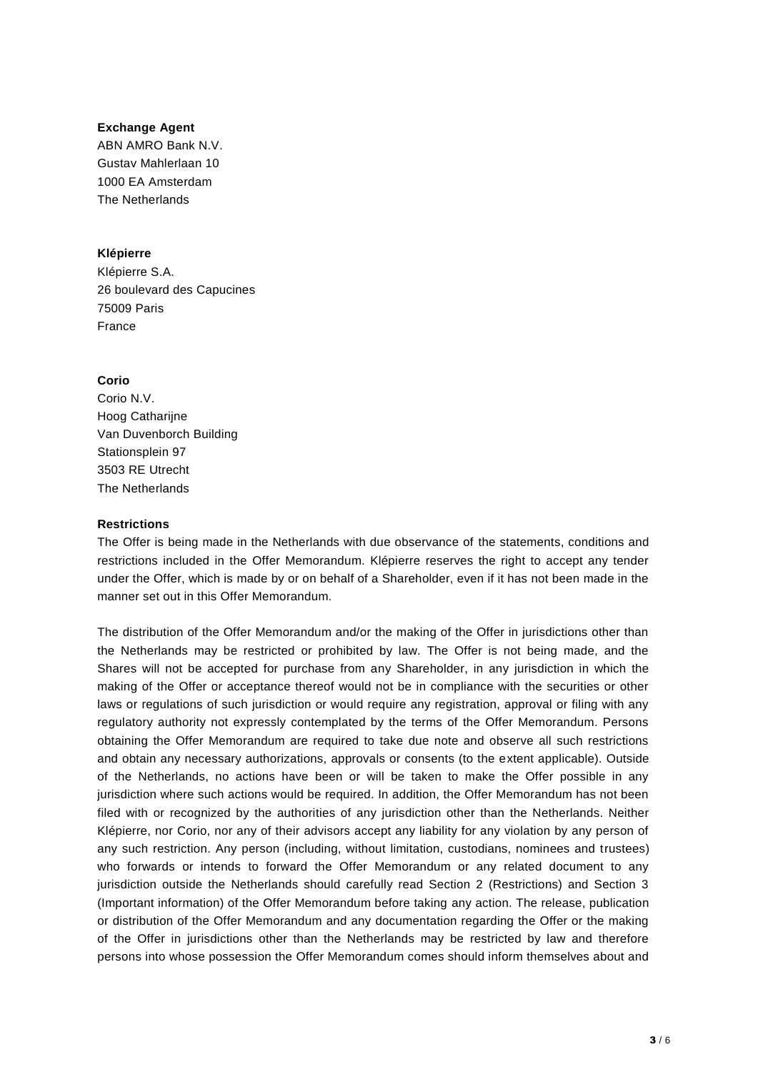**Exchange Agent**
ABN AMRO Bank N.V.
Gustav Mahlerlaan 10
1000 EA Amsterdam
The Netherlands

**Klépierre**
Klépierre S.A.
26 boulevard des Capucines
75009 Paris
France

**Corio**
Corio N.V.
Hoog Catharijne
Van Duvenborch Building
Stationsplein 97
3503 RE Utrecht
The Netherlands

**Restrictions**

The Offer is being made in the Netherlands with due observance of the statements, conditions and restrictions included in the Offer Memorandum. Klépierre reserves the right to accept any tender under the Offer, which is made by or on behalf of a Shareholder, even if it has not been made in the manner set out in this Offer Memorandum.

The distribution of the Offer Memorandum and/or the making of the Offer in jurisdictions other than the Netherlands may be restricted or prohibited by law. The Offer is not being made, and the Shares will not be accepted for purchase from any Shareholder, in any jurisdiction in which the making of the Offer or acceptance thereof would not be in compliance with the securities or other laws or regulations of such jurisdiction or would require any registration, approval or filing with any regulatory authority not expressly contemplated by the terms of the Offer Memorandum. Persons obtaining the Offer Memorandum are required to take due note and observe all such restrictions and obtain any necessary authorizations, approvals or consents (to the extent applicable). Outside of the Netherlands, no actions have been or will be taken to make the Offer possible in any jurisdiction where such actions would be required. In addition, the Offer Memorandum has not been filed with or recognized by the authorities of any jurisdiction other than the Netherlands. Neither Klépierre, nor Corio, nor any of their advisors accept any liability for any violation by any person of any such restriction. Any person (including, without limitation, custodians, nominees and trustees) who forwards or intends to forward the Offer Memorandum or any related document to any jurisdiction outside the Netherlands should carefully read Section 2 (Restrictions) and Section 3 (Important information) of the Offer Memorandum before taking any action. The release, publication or distribution of the Offer Memorandum and any documentation regarding the Offer or the making of the Offer in jurisdictions other than the Netherlands may be restricted by law and therefore persons into whose possession the Offer Memorandum comes should inform themselves about and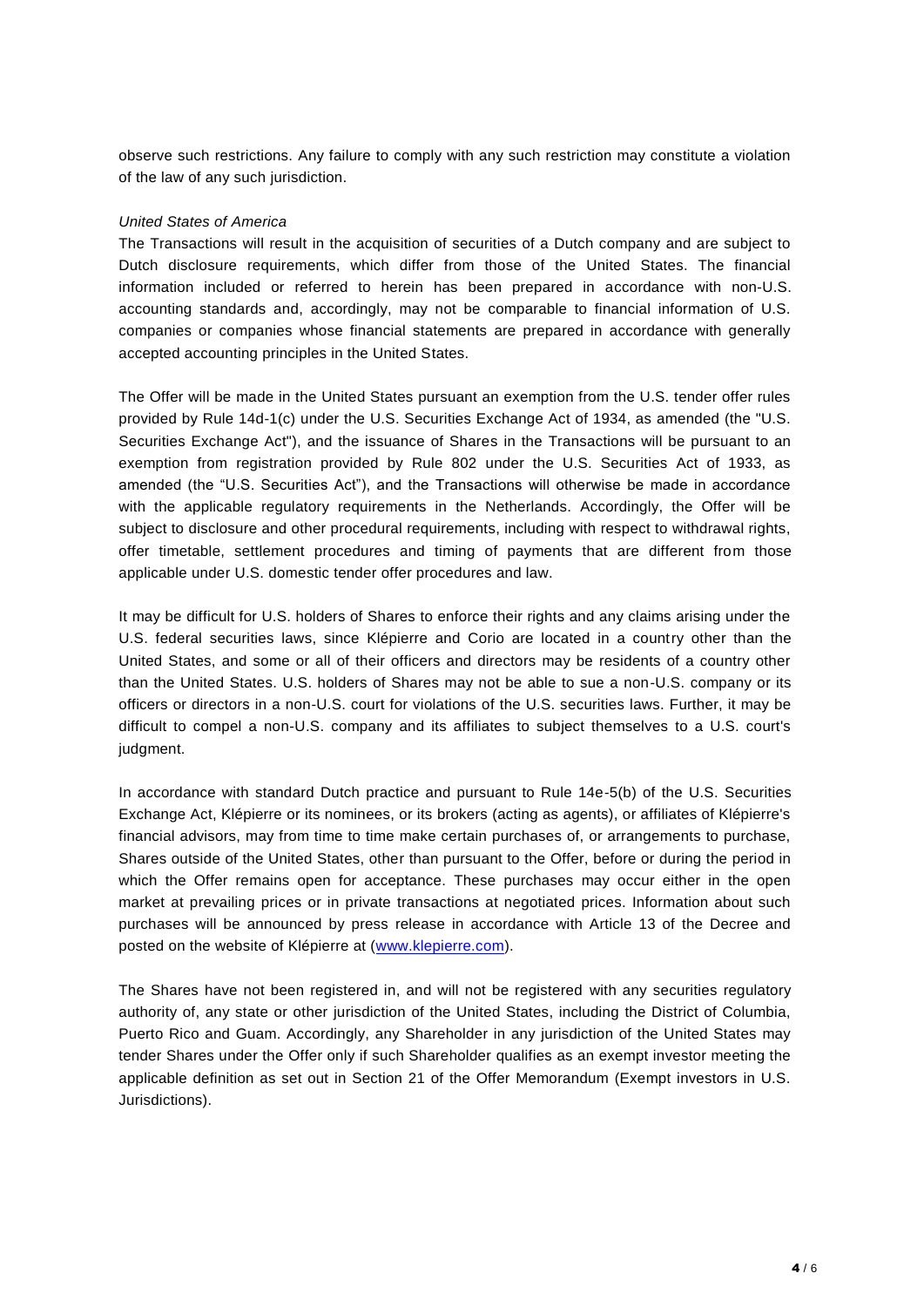observe such restrictions. Any failure to comply with any such restriction may constitute a violation of the law of any such jurisdiction.

*United States of America*

The Transactions will result in the acquisition of securities of a Dutch company and are subject to Dutch disclosure requirements, which differ from those of the United States. The financial information included or referred to herein has been prepared in accordance with non-U.S. accounting standards and, accordingly, may not be comparable to financial information of U.S. companies or companies whose financial statements are prepared in accordance with generally accepted accounting principles in the United States.

The Offer will be made in the United States pursuant an exemption from the U.S. tender offer rules provided by Rule 14d-1(c) under the U.S. Securities Exchange Act of 1934, as amended (the "U.S. Securities Exchange Act"), and the issuance of Shares in the Transactions will be pursuant to an exemption from registration provided by Rule 802 under the U.S. Securities Act of 1933, as amended (the "U.S. Securities Act"), and the Transactions will otherwise be made in accordance with the applicable regulatory requirements in the Netherlands. Accordingly, the Offer will be subject to disclosure and other procedural requirements, including with respect to withdrawal rights, offer timetable, settlement procedures and timing of payments that are different from those applicable under U.S. domestic tender offer procedures and law.

It may be difficult for U.S. holders of Shares to enforce their rights and any claims arising under the U.S. federal securities laws, since Klépierre and Corio are located in a country other than the United States, and some or all of their officers and directors may be residents of a country other than the United States. U.S. holders of Shares may not be able to sue a non-U.S. company or its officers or directors in a non-U.S. court for violations of the U.S. securities laws. Further, it may be difficult to compel a non-U.S. company and its affiliates to subject themselves to a U.S. court's judgment.

In accordance with standard Dutch practice and pursuant to Rule 14e-5(b) of the U.S. Securities Exchange Act, Klépierre or its nominees, or its brokers (acting as agents), or affiliates of Klépierre's financial advisors, may from time to time make certain purchases of, or arrangements to purchase, Shares outside of the United States, other than pursuant to the Offer, before or during the period in which the Offer remains open for acceptance. These purchases may occur either in the open market at prevailing prices or in private transactions at negotiated prices. Information about such purchases will be announced by press release in accordance with Article 13 of the Decree and posted on the website of Klépierre at (www.klepierre.com).

The Shares have not been registered in, and will not be registered with any securities regulatory authority of, any state or other jurisdiction of the United States, including the District of Columbia, Puerto Rico and Guam. Accordingly, any Shareholder in any jurisdiction of the United States may tender Shares under the Offer only if such Shareholder qualifies as an exempt investor meeting the applicable definition as set out in Section 21 of the Offer Memorandum (Exempt investors in U.S. Jurisdictions).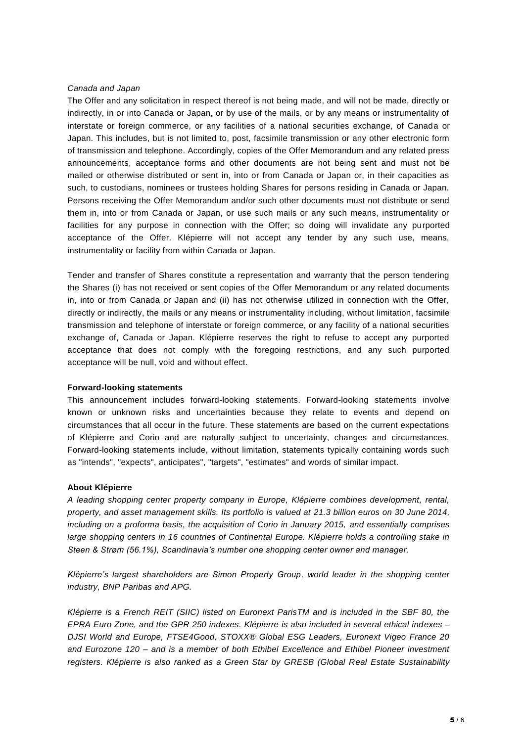*Canada and Japan*

The Offer and any solicitation in respect thereof is not being made, and will not be made, directly or indirectly, in or into Canada or Japan, or by use of the mails, or by any means or instrumentality of interstate or foreign commerce, or any facilities of a national securities exchange, of Canada or Japan. This includes, but is not limited to, post, facsimile transmission or any other electronic form of transmission and telephone. Accordingly, copies of the Offer Memorandum and any related press announcements, acceptance forms and other documents are not being sent and must not be mailed or otherwise distributed or sent in, into or from Canada or Japan or, in their capacities as such, to custodians, nominees or trustees holding Shares for persons residing in Canada or Japan. Persons receiving the Offer Memorandum and/or such other documents must not distribute or send them in, into or from Canada or Japan, or use such mails or any such means, instrumentality or facilities for any purpose in connection with the Offer; so doing will invalidate any purported acceptance of the Offer. Klépierre will not accept any tender by any such use, means, instrumentality or facility from within Canada or Japan.

Tender and transfer of Shares constitute a representation and warranty that the person tendering the Shares (i) has not received or sent copies of the Offer Memorandum or any related documents in, into or from Canada or Japan and (ii) has not otherwise utilized in connection with the Offer, directly or indirectly, the mails or any means or instrumentality including, without limitation, facsimile transmission and telephone of interstate or foreign commerce, or any facility of a national securities exchange of, Canada or Japan. Klépierre reserves the right to refuse to accept any purported acceptance that does not comply with the foregoing restrictions, and any such purported acceptance will be null, void and without effect.

**Forward-looking statements**

This announcement includes forward-looking statements. Forward-looking statements involve known or unknown risks and uncertainties because they relate to events and depend on circumstances that all occur in the future. These statements are based on the current expectations of Klépierre and Corio and are naturally subject to uncertainty, changes and circumstances. Forward-looking statements include, without limitation, statements typically containing words such as "intends", "expects", anticipates", "targets", "estimates" and words of similar impact.

**About Klépierre**

*A leading shopping center property company in Europe, Klépierre combines development, rental, property, and asset management skills. Its portfolio is valued at 21.3 billion euros on 30 June 2014, including on a proforma basis, the acquisition of Corio in January 2015, and essentially comprises large shopping centers in 16 countries of Continental Europe. Klépierre holds a controlling stake in Steen & Strøm (56.1%), Scandinavia's number one shopping center owner and manager.*

*Klépierre's largest shareholders are Simon Property Group, world leader in the shopping center industry, BNP Paribas and APG.*

*Klépierre is a French REIT (SIIC) listed on Euronext ParisTM and is included in the SBF 80, the EPRA Euro Zone, and the GPR 250 indexes. Klépierre is also included in several ethical indexes – DJSI World and Europe, FTSE4Good, STOXX® Global ESG Leaders, Euronext Vigeo France 20 and Eurozone 120 – and is a member of both Ethibel Excellence and Ethibel Pioneer investment registers. Klépierre is also ranked as a Green Star by GRESB (Global Real Estate Sustainability*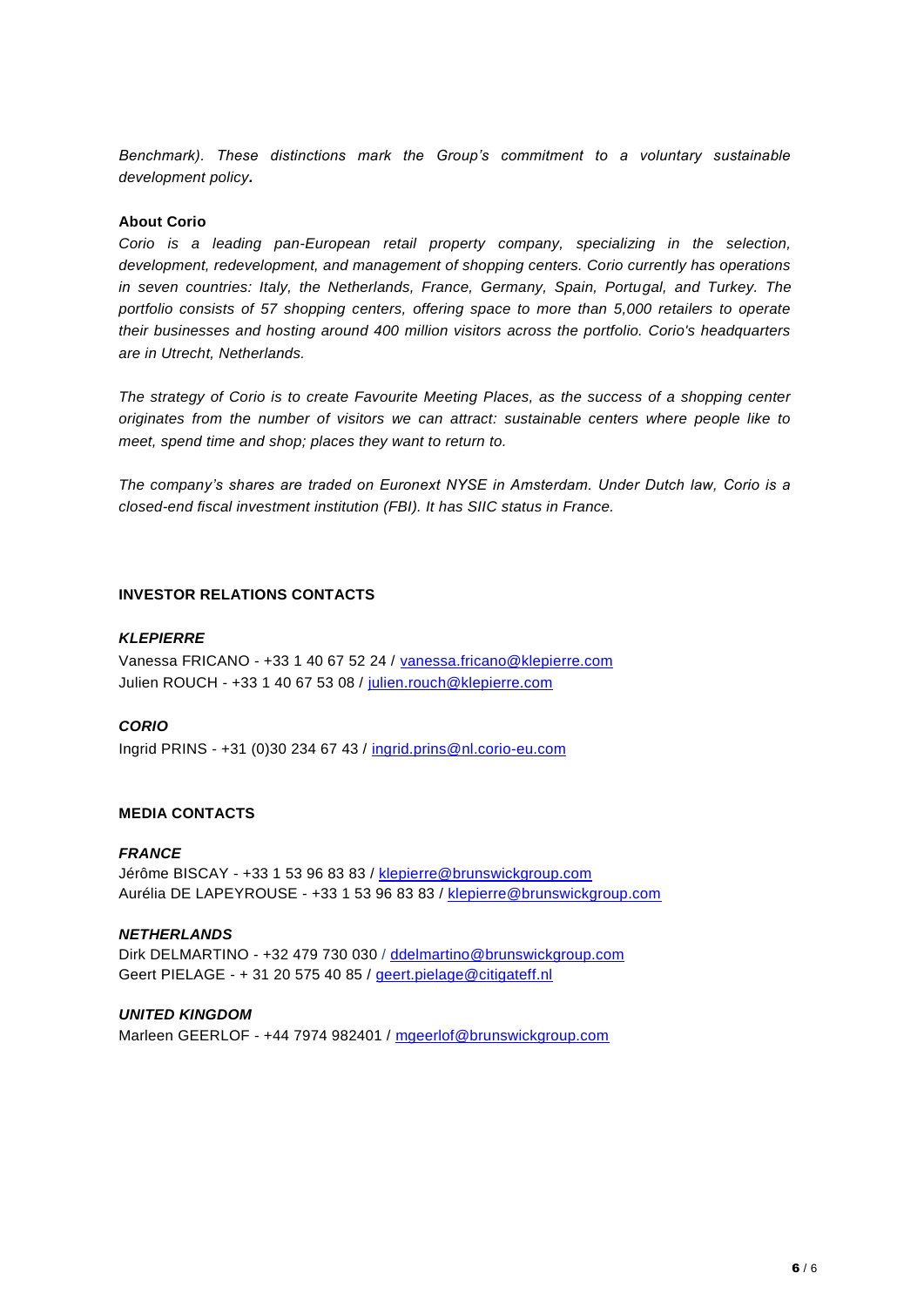*Benchmark). These distinctions mark the Group's commitment to a voluntary sustainable development policy.*

**About Corio**

*Corio is a leading pan-European retail property company, specializing in the selection, development, redevelopment, and management of shopping centers. Corio currently has operations in seven countries: Italy, the Netherlands, France, Germany, Spain, Portugal, and Turkey. The portfolio consists of 57 shopping centers, offering space to more than 5,000 retailers to operate their businesses and hosting around 400 million visitors across the portfolio. Corio's headquarters are in Utrecht, Netherlands.*

*The strategy of Corio is to create Favourite Meeting Places, as the success of a shopping center originates from the number of visitors we can attract: sustainable centers where people like to meet, spend time and shop; places they want to return to.*

*The company's shares are traded on Euronext NYSE in Amsterdam. Under Dutch law, Corio is a closed-end fiscal investment institution (FBI). It has SIIC status in France.*

**INVESTOR RELATIONS CONTACTS**

***KLEPIERRE***

Vanessa FRICANO - +33 1 40 67 52 24 / vanessa.fricano@klepierre.com
Julien ROUCH - +33 1 40 67 53 08 / julien.rouch@klepierre.com

***CORIO***

Ingrid PRINS - +31 (0)30 234 67 43 / ingrid.prins@nl.corio-eu.com

**MEDIA CONTACTS**

***FRANCE***

Jérôme BISCAY - +33 1 53 96 83 83 / klepierre@brunswickgroup.com
Aurélia DE LAPEYROUSE - +33 1 53 96 83 83 / klepierre@brunswickgroup.com

***NETHERLANDS***

Dirk DELMARTINO - +32 479 730 030 / ddelmartino@brunswickgroup.com
Geert PIELAGE - + 31 20 575 40 85 / geert.pielage@citigateff.nl

***UNITED KINGDOM***

Marleen GEERLOF - +44 7974 982401 / mgeerlof@brunswickgroup.com